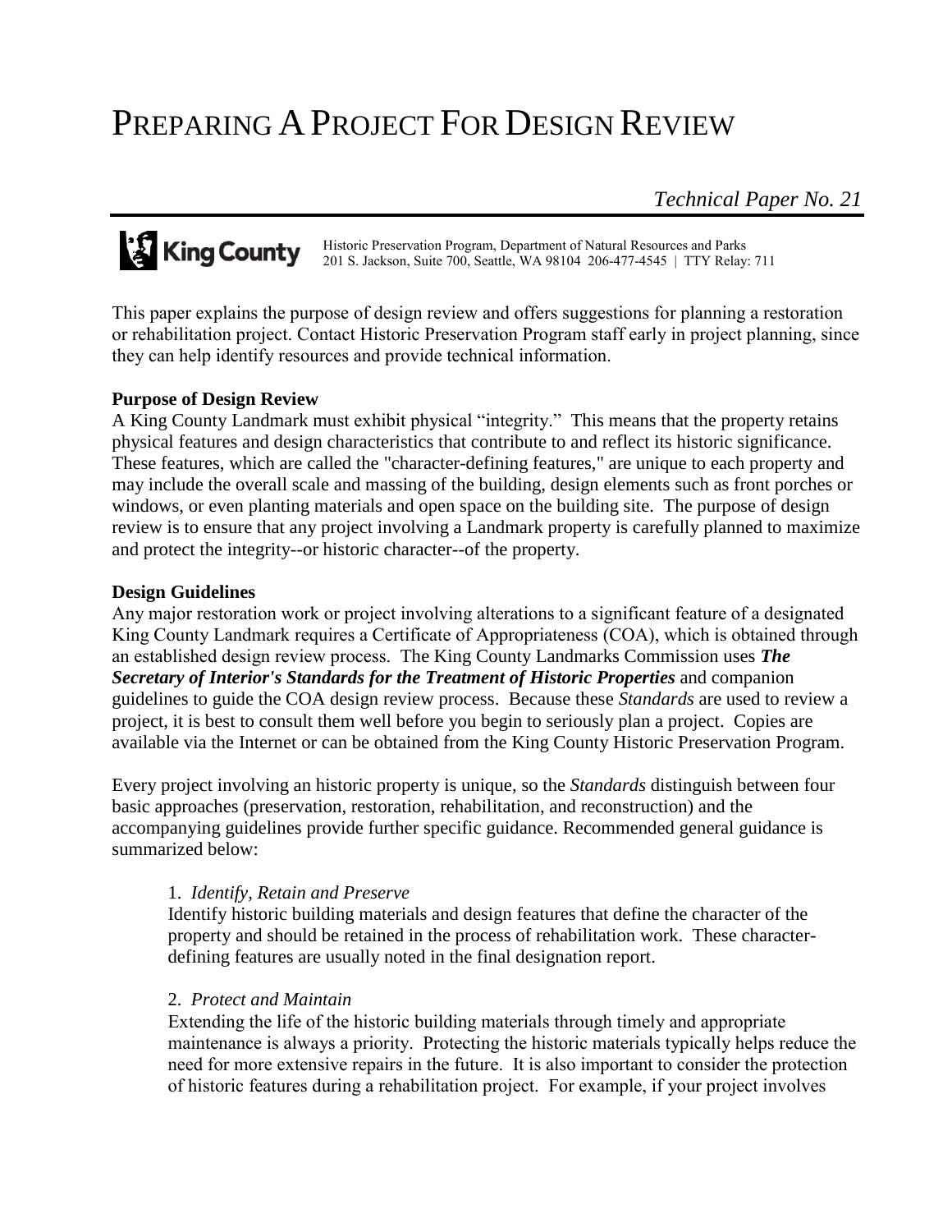# Preparing A Project For Design Review

*Technical Paper No. 21*

King County

Historic Preservation Program, Department of Natural Resources and Parks
201 S. Jackson, Suite 700, Seattle, WA 98104 206-477-4545 | TTY Relay: 711

This paper explains the purpose of design review and offers suggestions for planning a restoration or rehabilitation project. Contact Historic Preservation Program staff early in project planning, since they can help identify resources and provide technical information.

**Purpose of Design Review**

A King County Landmark must exhibit physical "integrity." This means that the property retains physical features and design characteristics that contribute to and reflect its historic significance. These features, which are called the "character-defining features," are unique to each property and may include the overall scale and massing of the building, design elements such as front porches or windows, or even planting materials and open space on the building site. The purpose of design review is to ensure that any project involving a Landmark property is carefully planned to maximize and protect the integrity--or historic character--of the property.

**Design Guidelines**

Any major restoration work or project involving alterations to a significant feature of a designated King County Landmark requires a Certificate of Appropriateness (COA), which is obtained through an established design review process. The King County Landmarks Commission uses ***The Secretary of Interior's Standards for the Treatment of Historic Properties*** and companion guidelines to guide the COA design review process. Because these *Standards* are used to review a project, it is best to consult them well before you begin to seriously plan a project. Copies are available via the Internet or can be obtained from the King County Historic Preservation Program.

Every project involving an historic property is unique, so the *Standards* distinguish between four basic approaches (preservation, restoration, rehabilitation, and reconstruction) and the accompanying guidelines provide further specific guidance. Recommended general guidance is summarized below:

1. *Identify, Retain and Preserve*
   Identify historic building materials and design features that define the character of the property and should be retained in the process of rehabilitation work. These character-defining features are usually noted in the final designation report.

2. *Protect and Maintain*
   Extending the life of the historic building materials through timely and appropriate maintenance is always a priority. Protecting the historic materials typically helps reduce the need for more extensive repairs in the future. It is also important to consider the protection of historic features during a rehabilitation project. For example, if your project involves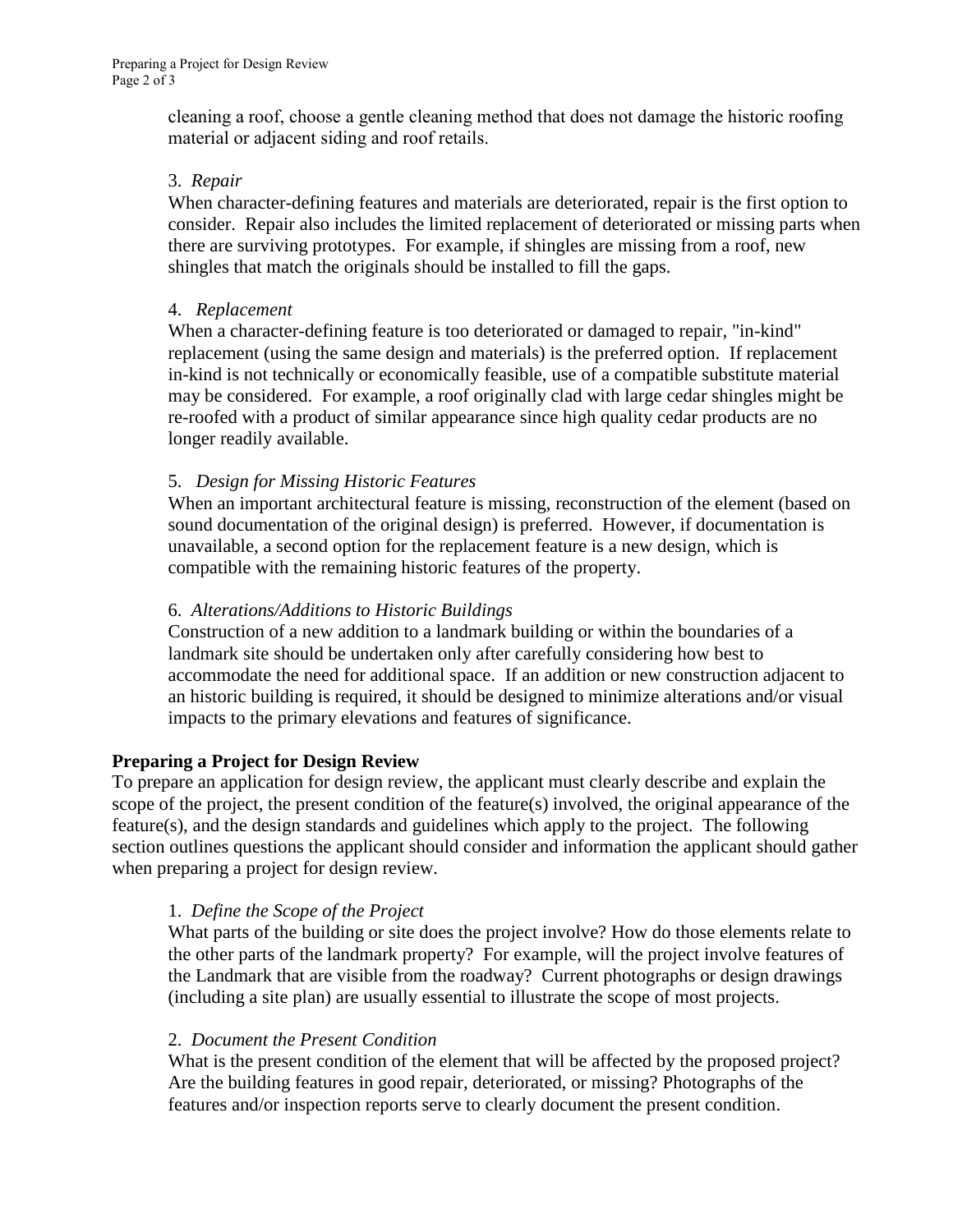cleaning a roof, choose a gentle cleaning method that does not damage the historic roofing material or adjacent siding and roof retails.

3. *Repair*

When character-defining features and materials are deteriorated, repair is the first option to consider. Repair also includes the limited replacement of deteriorated or missing parts when there are surviving prototypes. For example, if shingles are missing from a roof, new shingles that match the originals should be installed to fill the gaps.

4. *Replacement*

When a character-defining feature is too deteriorated or damaged to repair, "in-kind" replacement (using the same design and materials) is the preferred option. If replacement in-kind is not technically or economically feasible, use of a compatible substitute material may be considered. For example, a roof originally clad with large cedar shingles might be re-roofed with a product of similar appearance since high quality cedar products are no longer readily available.

5. *Design for Missing Historic Features*

When an important architectural feature is missing, reconstruction of the element (based on sound documentation of the original design) is preferred. However, if documentation is unavailable, a second option for the replacement feature is a new design, which is compatible with the remaining historic features of the property.

6. *Alterations/Additions to Historic Buildings*

Construction of a new addition to a landmark building or within the boundaries of a landmark site should be undertaken only after carefully considering how best to accommodate the need for additional space. If an addition or new construction adjacent to an historic building is required, it should be designed to minimize alterations and/or visual impacts to the primary elevations and features of significance.

**Preparing a Project for Design Review**

To prepare an application for design review, the applicant must clearly describe and explain the scope of the project, the present condition of the feature(s) involved, the original appearance of the feature(s), and the design standards and guidelines which apply to the project. The following section outlines questions the applicant should consider and information the applicant should gather when preparing a project for design review.

1. *Define the Scope of the Project*

What parts of the building or site does the project involve? How do those elements relate to the other parts of the landmark property? For example, will the project involve features of the Landmark that are visible from the roadway? Current photographs or design drawings (including a site plan) are usually essential to illustrate the scope of most projects.

2. *Document the Present Condition*

What is the present condition of the element that will be affected by the proposed project? Are the building features in good repair, deteriorated, or missing? Photographs of the features and/or inspection reports serve to clearly document the present condition.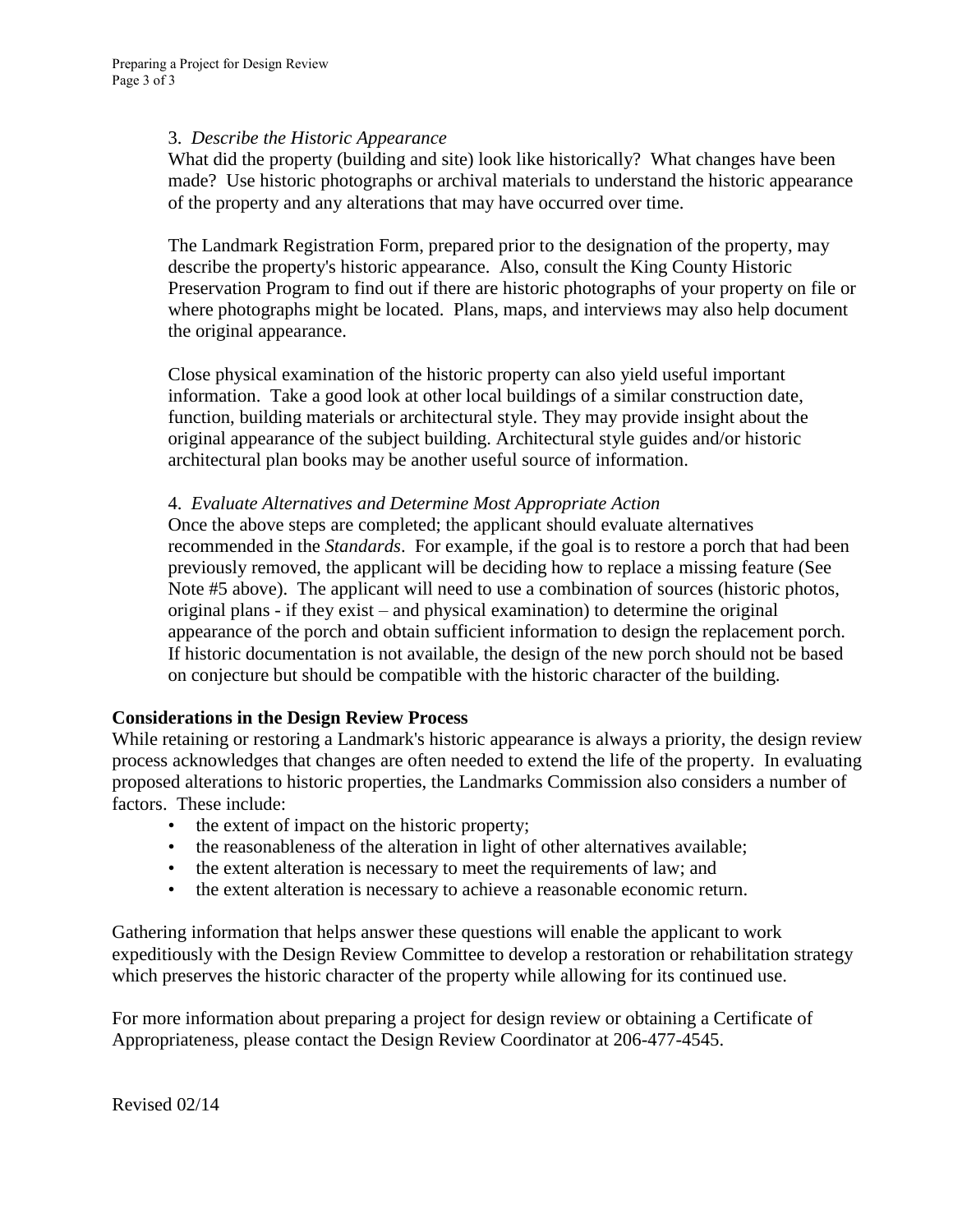3. *Describe the Historic Appearance*

What did the property (building and site) look like historically? What changes have been made? Use historic photographs or archival materials to understand the historic appearance of the property and any alterations that may have occurred over time.

The Landmark Registration Form, prepared prior to the designation of the property, may describe the property's historic appearance. Also, consult the King County Historic Preservation Program to find out if there are historic photographs of your property on file or where photographs might be located. Plans, maps, and interviews may also help document the original appearance.

Close physical examination of the historic property can also yield useful important information. Take a good look at other local buildings of a similar construction date, function, building materials or architectural style. They may provide insight about the original appearance of the subject building. Architectural style guides and/or historic architectural plan books may be another useful source of information.

4. *Evaluate Alternatives and Determine Most Appropriate Action*

Once the above steps are completed; the applicant should evaluate alternatives recommended in the *Standards*. For example, if the goal is to restore a porch that had been previously removed, the applicant will be deciding how to replace a missing feature (See Note #5 above). The applicant will need to use a combination of sources (historic photos, original plans - if they exist – and physical examination) to determine the original appearance of the porch and obtain sufficient information to design the replacement porch. If historic documentation is not available, the design of the new porch should not be based on conjecture but should be compatible with the historic character of the building.

**Considerations in the Design Review Process**

While retaining or restoring a Landmark's historic appearance is always a priority, the design review process acknowledges that changes are often needed to extend the life of the property. In evaluating proposed alterations to historic properties, the Landmarks Commission also considers a number of factors. These include:

- the extent of impact on the historic property;
- the reasonableness of the alteration in light of other alternatives available;
- the extent alteration is necessary to meet the requirements of law; and
- the extent alteration is necessary to achieve a reasonable economic return.

Gathering information that helps answer these questions will enable the applicant to work expeditiously with the Design Review Committee to develop a restoration or rehabilitation strategy which preserves the historic character of the property while allowing for its continued use.

For more information about preparing a project for design review or obtaining a Certificate of Appropriateness, please contact the Design Review Coordinator at 206-477-4545.

Revised 02/14